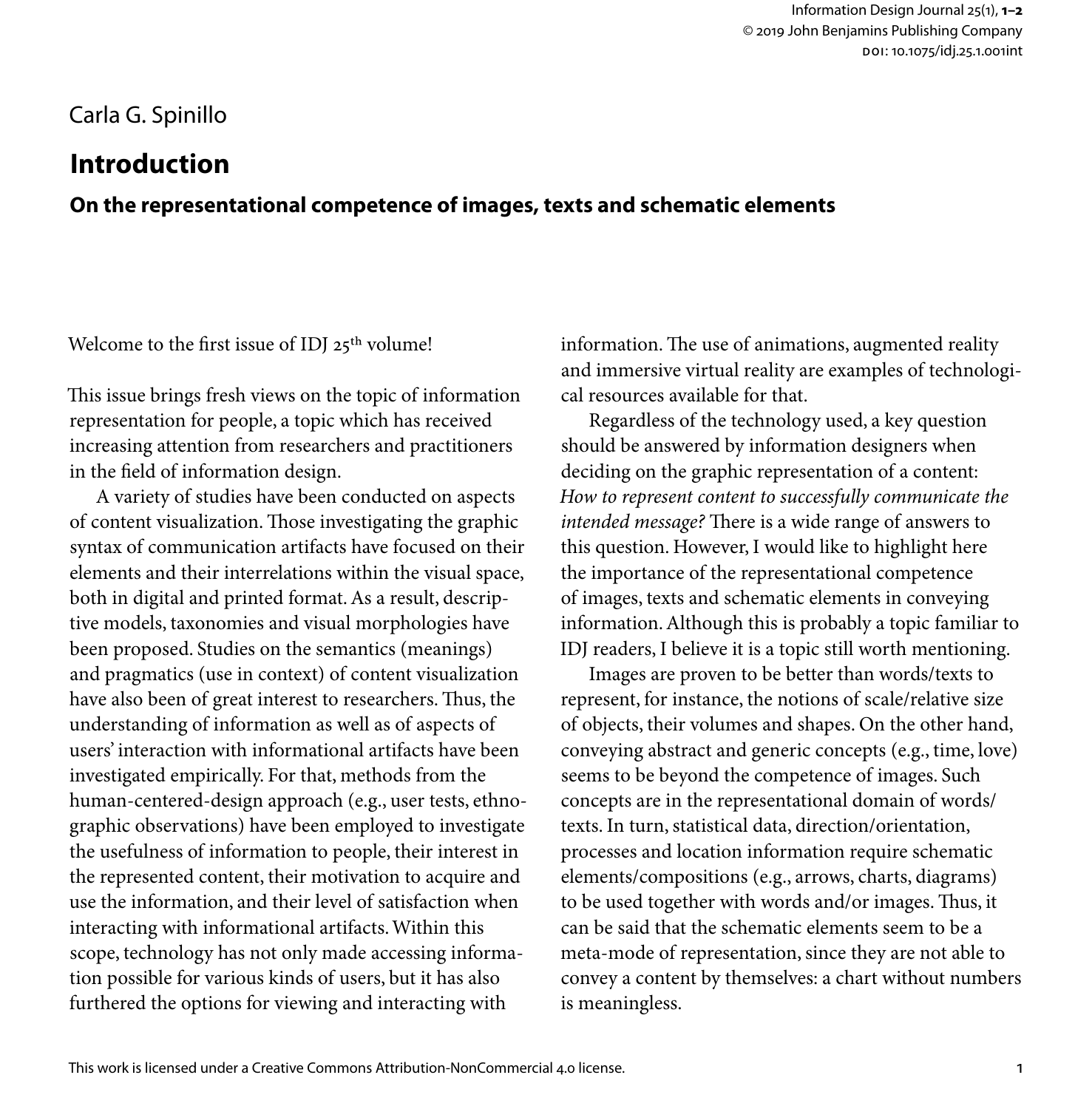Carla G. Spinillo

# Introduction

## On the representational competence of images, texts and schematic elements

Welcome to the first issue of IDJ 25th volume!

This issue brings fresh views on the topic of information representation for people, a topic which has received increasing attention from researchers and practitioners in the field of information design.

A variety of studies have been conducted on aspects of content visualization. Those investigating the graphic syntax of communication artifacts have focused on their elements and their interrelations within the visual space, both in digital and printed format. As a result, descriptive models, taxonomies and visual morphologies have been proposed. Studies on the semantics (meanings) and pragmatics (use in context) of content visualization have also been of great interest to researchers. Thus, the understanding of information as well as of aspects of users' interaction with informational artifacts have been investigated empirically. For that, methods from the human-centered-design approach (e.g., user tests, ethnographic observations) have been employed to investigate the usefulness of information to people, their interest in the represented content, their motivation to acquire and use the information, and their level of satisfaction when interacting with informational artifacts. Within this scope, technology has not only made accessing information possible for various kinds of users, but it has also furthered the options for viewing and interacting with information. The use of animations, augmented reality and immersive virtual reality are examples of technological resources available for that.

Regardless of the technology used, a key question should be answered by information designers when deciding on the graphic representation of a content: *How to represent content to successfully communicate the intended message?* There is a wide range of answers to this question. However, I would like to highlight here the importance of the representational competence of images, texts and schematic elements in conveying information. Although this is probably a topic familiar to IDJ readers, I believe it is a topic still worth mentioning.

Images are proven to be better than words/texts to represent, for instance, the notions of scale/relative size of objects, their volumes and shapes. On the other hand, conveying abstract and generic concepts (e.g., time, love) seems to be beyond the competence of images. Such concepts are in the representational domain of words/texts. In turn, statistical data, direction/orientation, processes and location information require schematic elements/compositions (e.g., arrows, charts, diagrams) to be used together with words and/or images. Thus, it can be said that the schematic elements seem to be a meta-mode of representation, since they are not able to convey a content by themselves: a chart without numbers is meaningless.

This work is licensed under a Creative Commons Attribution-NonCommercial 4.0 license.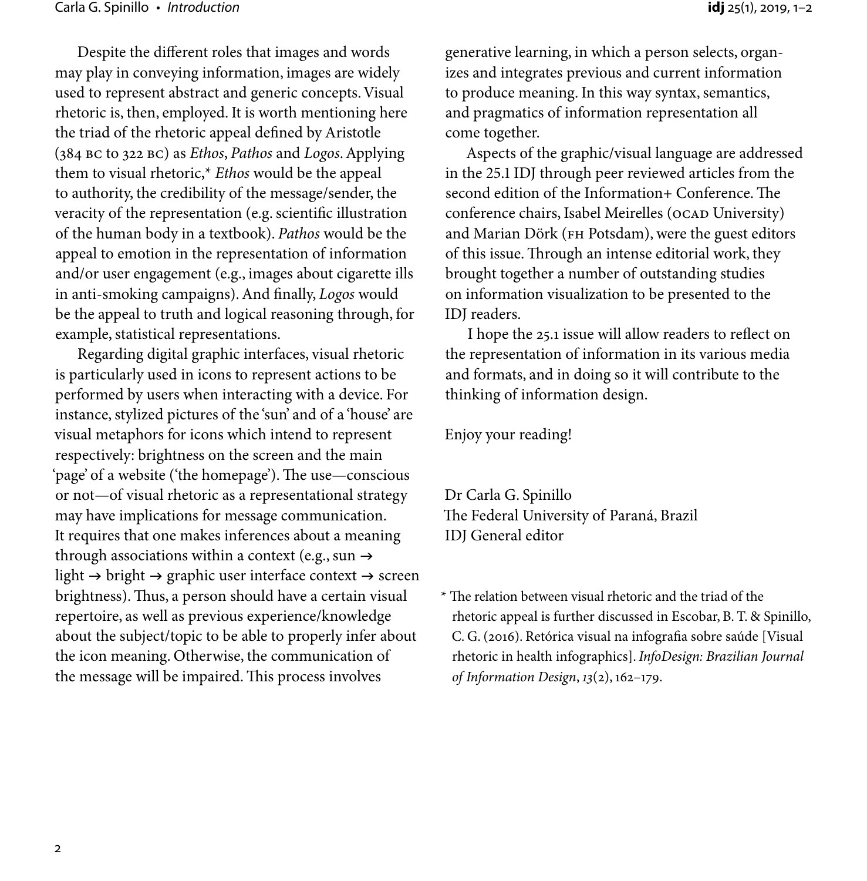Despite the different roles that images and words may play in conveying information, images are widely used to represent abstract and generic concepts. Visual rhetoric is, then, employed. It is worth mentioning here the triad of the rhetoric appeal defined by Aristotle (384 BC to 322 BC) as *Ethos*, *Pathos* and *Logos*. Applying them to visual rhetoric,* *Ethos* would be the appeal to authority, the credibility of the message/sender, the veracity of the representation (e.g. scientific illustration of the human body in a textbook). *Pathos* would be the appeal to emotion in the representation of information and/or user engagement (e.g., images about cigarette ills in anti-smoking campaigns). And finally, *Logos* would be the appeal to truth and logical reasoning through, for example, statistical representations.

Regarding digital graphic interfaces, visual rhetoric is particularly used in icons to represent actions to be performed by users when interacting with a device. For instance, stylized pictures of the 'sun' and of a 'house' are visual metaphors for icons which intend to represent respectively: brightness on the screen and the main 'page' of a website ('the homepage'). The use—conscious or not—of visual rhetoric as a representational strategy may have implications for message communication. It requires that one makes inferences about a meaning through associations within a context (e.g., sun → light → bright → graphic user interface context → screen brightness). Thus, a person should have a certain visual repertoire, as well as previous experience/knowledge about the subject/topic to be able to properly infer about the icon meaning. Otherwise, the communication of the message will be impaired. This process involves generative learning, in which a person selects, organizes and integrates previous and current information to produce meaning. In this way syntax, semantics, and pragmatics of information representation all come together.

Aspects of the graphic/visual language are addressed in the 25.1 IDJ through peer reviewed articles from the second edition of the Information+ Conference. The conference chairs, Isabel Meirelles (OCAD University) and Marian Dörk (FH Potsdam), were the guest editors of this issue. Through an intense editorial work, they brought together a number of outstanding studies on information visualization to be presented to the IDJ readers.

I hope the 25.1 issue will allow readers to reflect on the representation of information in its various media and formats, and in doing so it will contribute to the thinking of information design.

Enjoy your reading!

Dr Carla G. Spinillo
The Federal University of Paraná, Brazil
IDJ General editor

* The relation between visual rhetoric and the triad of the rhetoric appeal is further discussed in Escobar, B. T. & Spinillo, C. G. (2016). Retórica visual na infografia sobre saúde [Visual rhetoric in health infographics]. *InfoDesign: Brazilian Journal of Information Design*, *13*(2), 162–179.